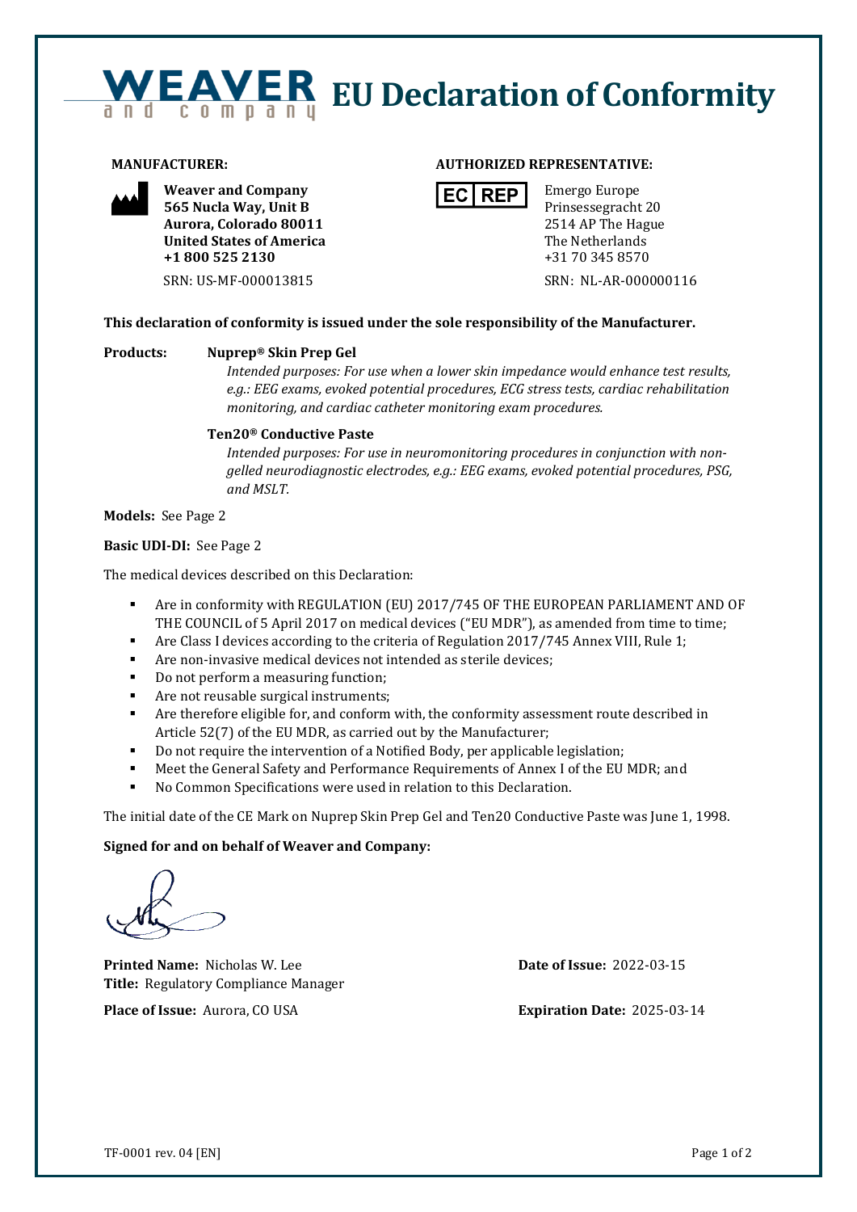# WEAVER and company EU Declaration of Conformity

**MANUFACTURER:**

**Weaver and Company**
**565 Nucla Way, Unit B**
**Aurora, Colorado 80011**
**United States of America**
**+1 800 525 2130**

SRN: US-MF-000013815

**AUTHORIZED REPRESENTATIVE:**

EC REP

Emergo Europe
Prinsessegracht 20
2514 AP The Hague
The Netherlands
+31 70 345 8570

SRN: NL-AR-000000116

**This declaration of conformity is issued under the sole responsibility of the Manufacturer.**

**Products:** **Nuprep® Skin Prep Gel**

*Intended purposes: For use when a lower skin impedance would enhance test results, e.g.: EEG exams, evoked potential procedures, ECG stress tests, cardiac rehabilitation monitoring, and cardiac catheter monitoring exam procedures.*

**Ten20® Conductive Paste**

*Intended purposes: For use in neuromonitoring procedures in conjunction with non-gelled neurodiagnostic electrodes, e.g.: EEG exams, evoked potential procedures, PSG, and MSLT.*

**Models:** See Page 2

**Basic UDI-DI:** See Page 2

The medical devices described on this Declaration:

- Are in conformity with REGULATION (EU) 2017/745 OF THE EUROPEAN PARLIAMENT AND OF THE COUNCIL of 5 April 2017 on medical devices ("EU MDR"), as amended from time to time;
- Are Class I devices according to the criteria of Regulation 2017/745 Annex VIII, Rule 1;
- Are non-invasive medical devices not intended as sterile devices;
- Do not perform a measuring function;
- Are not reusable surgical instruments;
- Are therefore eligible for, and conform with, the conformity assessment route described in Article 52(7) of the EU MDR, as carried out by the Manufacturer;
- Do not require the intervention of a Notified Body, per applicable legislation;
- Meet the General Safety and Performance Requirements of Annex I of the EU MDR; and
- No Common Specifications were used in relation to this Declaration.

The initial date of the CE Mark on Nuprep Skin Prep Gel and Ten20 Conductive Paste was June 1, 1998.

**Signed for and on behalf of Weaver and Company:**

**Printed Name:** Nicholas W. Lee
**Title:** Regulatory Compliance Manager

**Place of Issue:** Aurora, CO USA

**Date of Issue:** 2022-03-15

**Expiration Date:** 2025-03-14

TF-0001 rev. 04 [EN]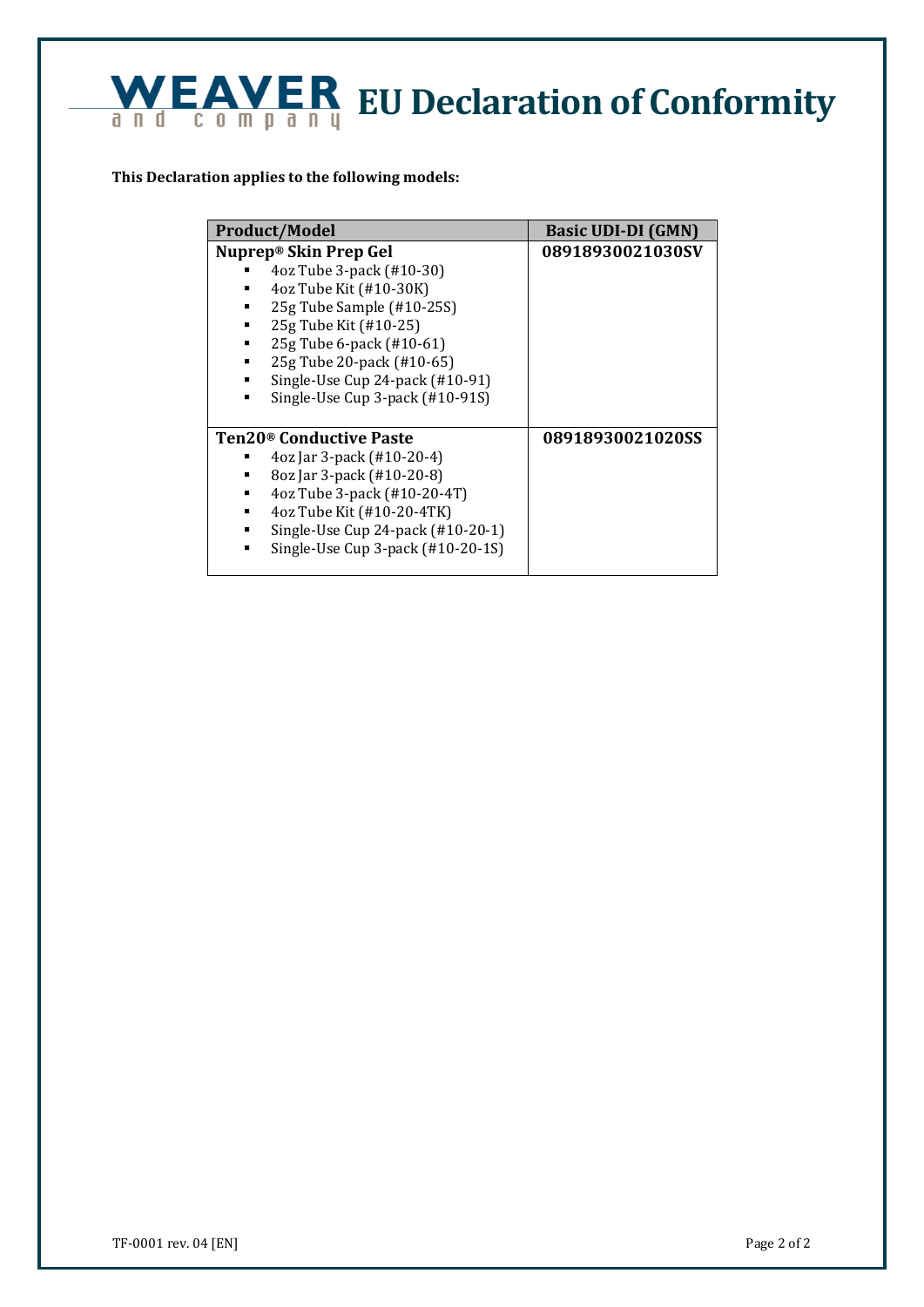# WEAVER and company EU Declaration of Conformity

**This Declaration applies to the following models:**

| Product/Model | Basic UDI-DI (GMN) |
|---|---|
| **Nuprep® Skin Prep Gel**<br>▪ 4oz Tube 3-pack (#10-30)<br>▪ 4oz Tube Kit (#10-30K)<br>▪ 25g Tube Sample (#10-25S)<br>▪ 25g Tube Kit (#10-25)<br>▪ 25g Tube 6-pack (#10-61)<br>▪ 25g Tube 20-pack (#10-65)<br>▪ Single-Use Cup 24-pack (#10-91)<br>▪ Single-Use Cup 3-pack (#10-91S) | **08918930021030SV** |
| **Ten20® Conductive Paste**<br>▪ 4oz Jar 3-pack (#10-20-4)<br>▪ 8oz Jar 3-pack (#10-20-8)<br>▪ 4oz Tube 3-pack (#10-20-4T)<br>▪ 4oz Tube Kit (#10-20-4TK)<br>▪ Single-Use Cup 24-pack (#10-20-1)<br>▪ Single-Use Cup 3-pack (#10-20-1S) | **08918930021020SS** |

TF-0001 rev. 04 [EN]